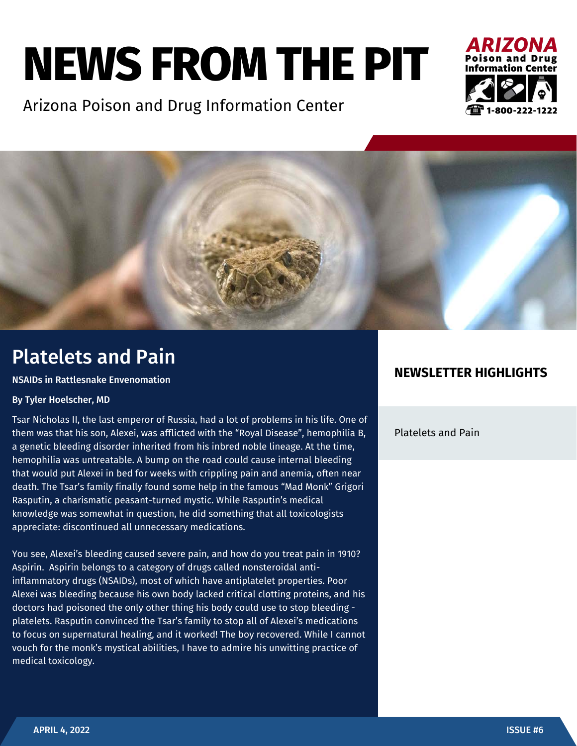# NEWS FROM THE PIT

Arizona Poison and Drug Information Center

ARIZONA Poison and Drug Information Center 1-800-222-1222

## Platelets and Pain

**NSAIDs in Rattlesnake Envenomation**

**By Tyler Hoelscher, MD**

Tsar Nicholas II, the last emperor of Russia, had a lot of problems in his life. One of them was that his son, Alexei, was afflicted with the "Royal Disease", hemophilia B, a genetic bleeding disorder inherited from his inbred noble lineage. At the time, hemophilia was untreatable. A bump on the road could cause internal bleeding that would put Alexei in bed for weeks with crippling pain and anemia, often near death. The Tsar's family finally found some help in the famous "Mad Monk" Grigori Rasputin, a charismatic peasant-turned mystic. While Rasputin's medical knowledge was somewhat in question, he did something that all toxicologists appreciate: discontinued all unnecessary medications.

You see, Alexei's bleeding caused severe pain, and how do you treat pain in 1910? Aspirin. Aspirin belongs to a category of drugs called nonsteroidal anti-inflammatory drugs (NSAIDs), most of which have antiplatelet properties. Poor Alexei was bleeding because his own body lacked critical clotting proteins, and his doctors had poisoned the only other thing his body could use to stop bleeding - platelets. Rasputin convinced the Tsar's family to stop all of Alexei's medications to focus on supernatural healing, and it worked! The boy recovered. While I cannot vouch for the monk's mystical abilities, I have to admire his unwitting practice of medical toxicology.

### NEWSLETTER HIGHLIGHTS

Platelets and Pain

APRIL 4, 2022

ISSUE #6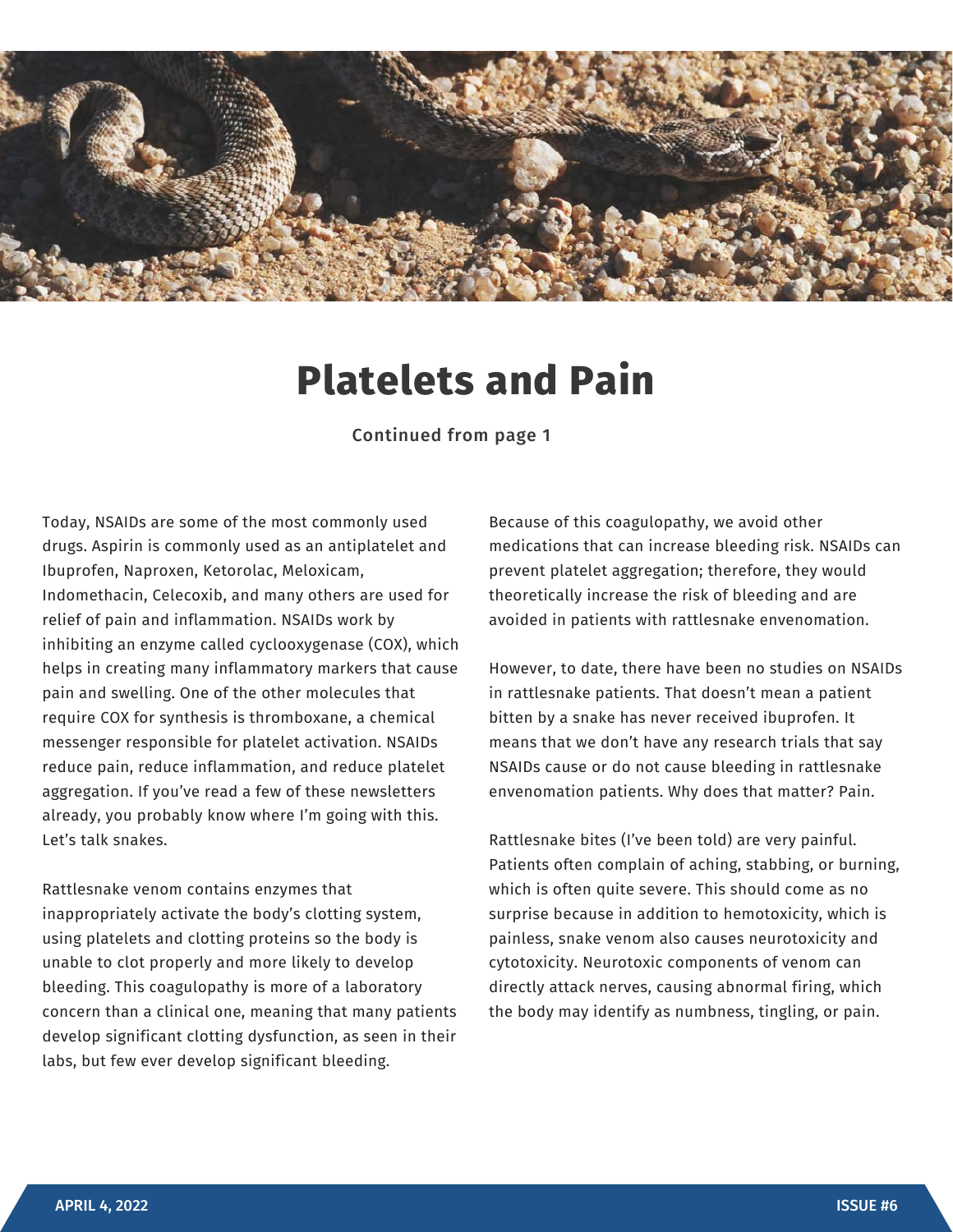# Platelets and Pain

**Continued from page 1**

Today, NSAIDs are some of the most commonly used drugs. Aspirin is commonly used as an antiplatelet and Ibuprofen, Naproxen, Ketorolac, Meloxicam, Indomethacin, Celecoxib, and many others are used for relief of pain and inflammation. NSAIDs work by inhibiting an enzyme called cyclooxygenase (COX), which helps in creating many inflammatory markers that cause pain and swelling. One of the other molecules that require COX for synthesis is thromboxane, a chemical messenger responsible for platelet activation. NSAIDs reduce pain, reduce inflammation, and reduce platelet aggregation. If you've read a few of these newsletters already, you probably know where I'm going with this. Let's talk snakes.

Rattlesnake venom contains enzymes that inappropriately activate the body's clotting system, using platelets and clotting proteins so the body is unable to clot properly and more likely to develop bleeding. This coagulopathy is more of a laboratory concern than a clinical one, meaning that many patients develop significant clotting dysfunction, as seen in their labs, but few ever develop significant bleeding.

Because of this coagulopathy, we avoid other medications that can increase bleeding risk. NSAIDs can prevent platelet aggregation; therefore, they would theoretically increase the risk of bleeding and are avoided in patients with rattlesnake envenomation.

However, to date, there have been no studies on NSAIDs in rattlesnake patients. That doesn't mean a patient bitten by a snake has never received ibuprofen. It means that we don't have any research trials that say NSAIDs cause or do not cause bleeding in rattlesnake envenomation patients. Why does that matter? Pain.

Rattlesnake bites (I've been told) are very painful. Patients often complain of aching, stabbing, or burning, which is often quite severe. This should come as no surprise because in addition to hemotoxicity, which is painless, snake venom also causes neurotoxicity and cytotoxicity. Neurotoxic components of venom can directly attack nerves, causing abnormal firing, which the body may identify as numbness, tingling, or pain.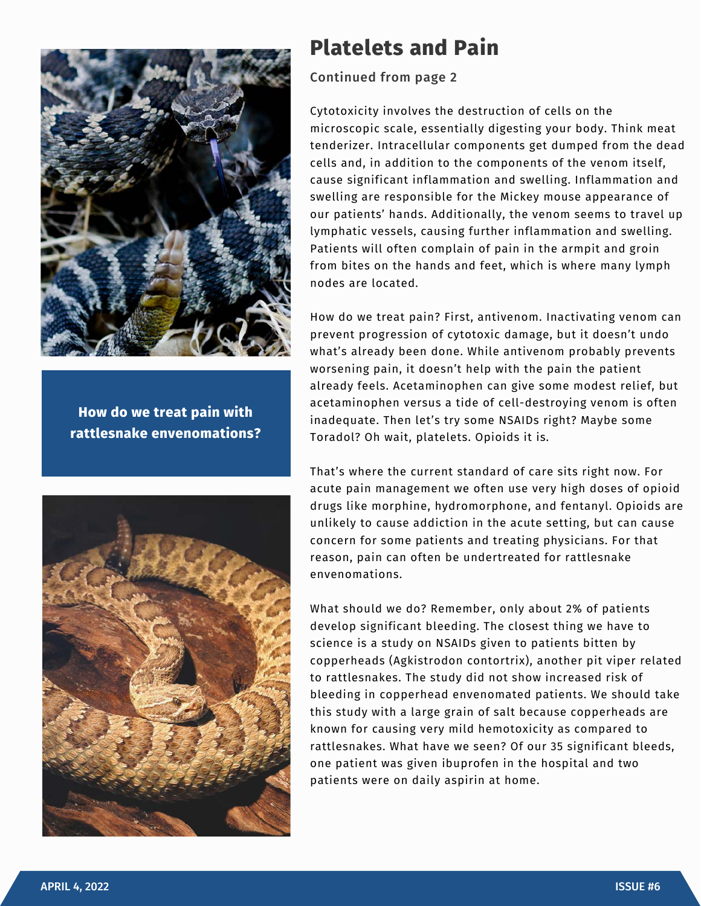# Platelets and Pain

**Continued from page 2**

Cytotoxicity involves the destruction of cells on the microscopic scale, essentially digesting your body. Think meat tenderizer. Intracellular components get dumped from the dead cells and, in addition to the components of the venom itself, cause significant inflammation and swelling. Inflammation and swelling are responsible for the Mickey mouse appearance of our patients' hands. Additionally, the venom seems to travel up lymphatic vessels, causing further inflammation and swelling. Patients will often complain of pain in the armpit and groin from bites on the hands and feet, which is where many lymph nodes are located.

**How do we treat pain with rattlesnake envenomations?**

How do we treat pain? First, antivenom. Inactivating venom can prevent progression of cytotoxic damage, but it doesn't undo what's already been done. While antivenom probably prevents worsening pain, it doesn't help with the pain the patient already feels. Acetaminophen can give some modest relief, but acetaminophen versus a tide of cell-destroying venom is often inadequate. Then let's try some NSAIDs right? Maybe some Toradol? Oh wait, platelets. Opioids it is.

That's where the current standard of care sits right now. For acute pain management we often use very high doses of opioid drugs like morphine, hydromorphone, and fentanyl. Opioids are unlikely to cause addiction in the acute setting, but can cause concern for some patients and treating physicians. For that reason, pain can often be undertreated for rattlesnake envenomations.

What should we do? Remember, only about 2% of patients develop significant bleeding. The closest thing we have to science is a study on NSAIDs given to patients bitten by copperheads (Agkistrodon contortrix), another pit viper related to rattlesnakes. The study did not show increased risk of bleeding in copperhead envenomated patients. We should take this study with a large grain of salt because copperheads are known for causing very mild hemotoxicity as compared to rattlesnakes. What have we seen? Of our 35 significant bleeds, one patient was given ibuprofen in the hospital and two patients were on daily aspirin at home.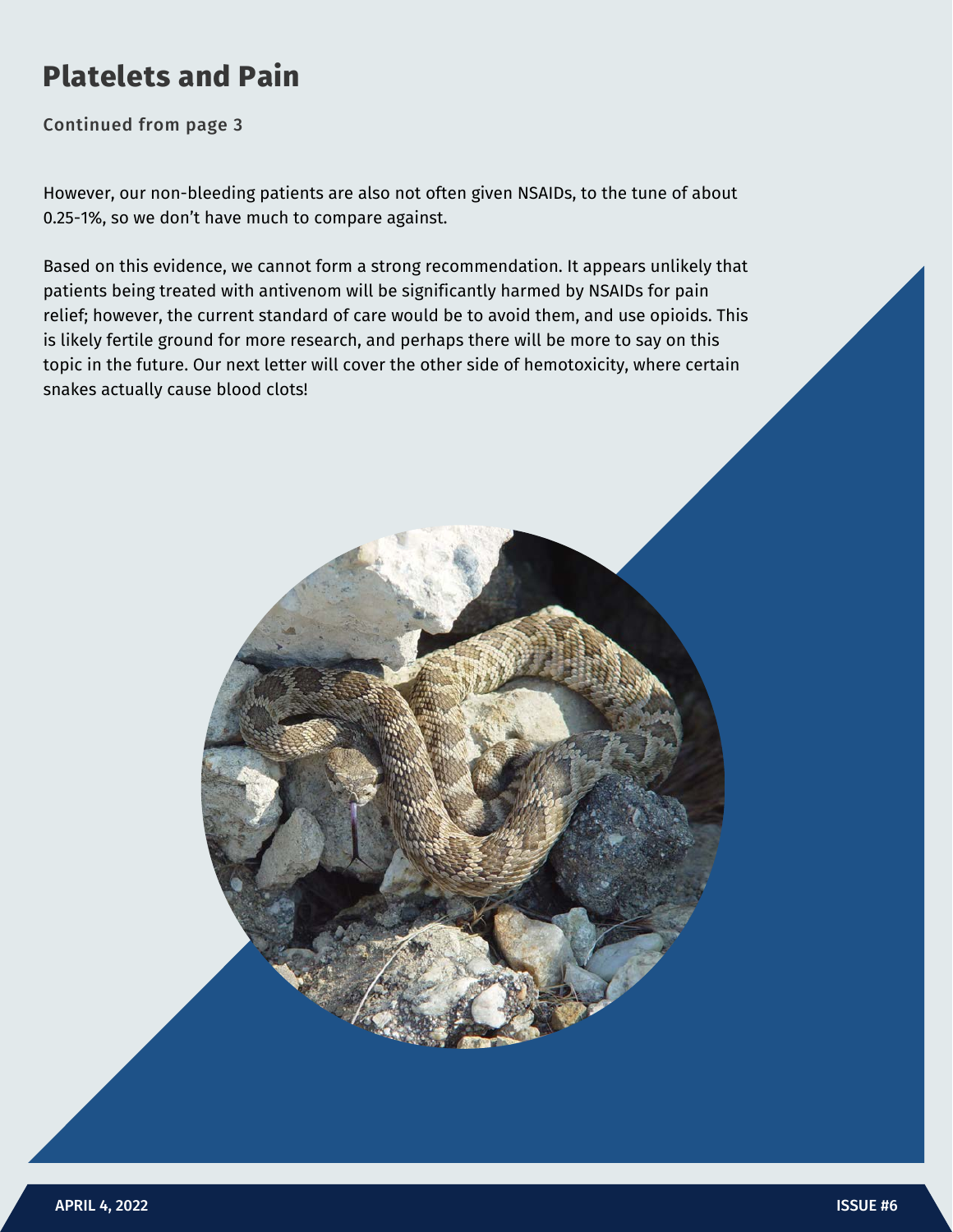## Platelets and Pain

**Continued from page 3**

However, our non-bleeding patients are also not often given NSAIDs, to the tune of about 0.25-1%, so we don't have much to compare against.

Based on this evidence, we cannot form a strong recommendation. It appears unlikely that patients being treated with antivenom will be significantly harmed by NSAIDs for pain relief; however, the current standard of care would be to avoid them, and use opioids. This is likely fertile ground for more research, and perhaps there will be more to say on this topic in the future. Our next letter will cover the other side of hemotoxicity, where certain snakes actually cause blood clots!